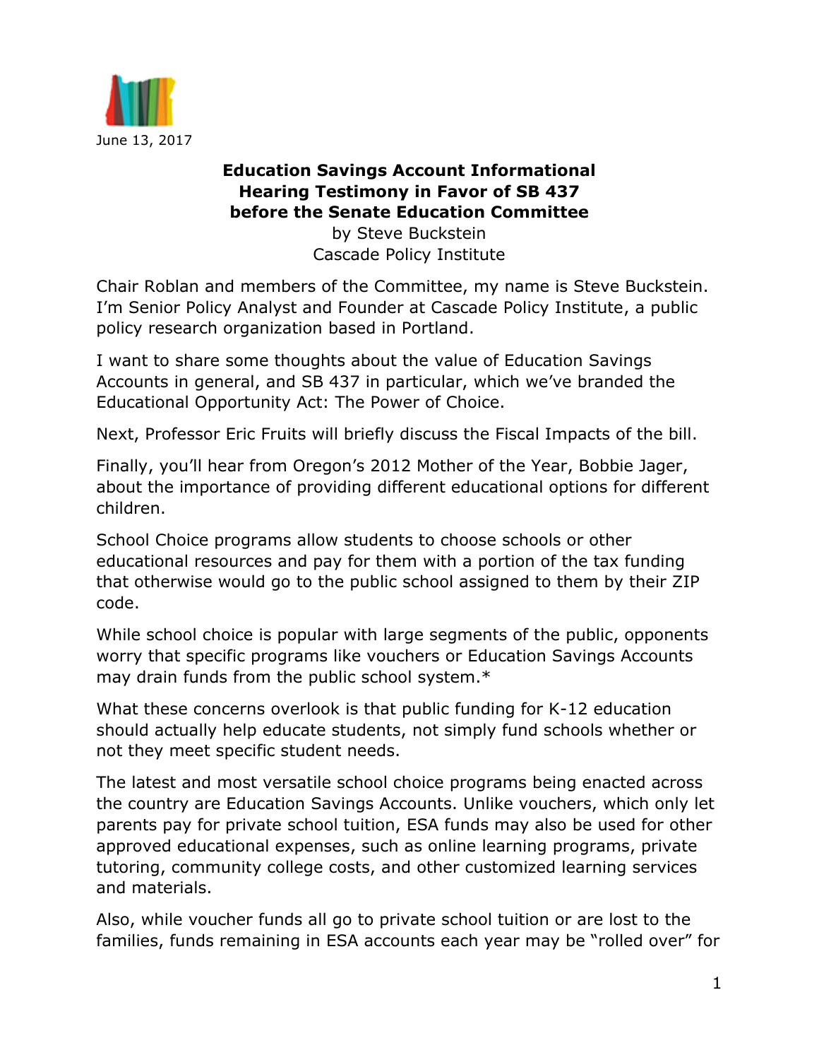June 13, 2017

**Education Savings Account Informational Hearing Testimony in Favor of SB 437 before the Senate Education Committee**

by Steve Buckstein
Cascade Policy Institute

Chair Roblan and members of the Committee, my name is Steve Buckstein. I'm Senior Policy Analyst and Founder at Cascade Policy Institute, a public policy research organization based in Portland.

I want to share some thoughts about the value of Education Savings Accounts in general, and SB 437 in particular, which we've branded the Educational Opportunity Act: The Power of Choice.

Next, Professor Eric Fruits will briefly discuss the Fiscal Impacts of the bill.

Finally, you'll hear from Oregon's 2012 Mother of the Year, Bobbie Jager, about the importance of providing different educational options for different children.

School Choice programs allow students to choose schools or other educational resources and pay for them with a portion of the tax funding that otherwise would go to the public school assigned to them by their ZIP code.

While school choice is popular with large segments of the public, opponents worry that specific programs like vouchers or Education Savings Accounts may drain funds from the public school system.*

What these concerns overlook is that public funding for K-12 education should actually help educate students, not simply fund schools whether or not they meet specific student needs.

The latest and most versatile school choice programs being enacted across the country are Education Savings Accounts. Unlike vouchers, which only let parents pay for private school tuition, ESA funds may also be used for other approved educational expenses, such as online learning programs, private tutoring, community college costs, and other customized learning services and materials.

Also, while voucher funds all go to private school tuition or are lost to the families, funds remaining in ESA accounts each year may be "rolled over" for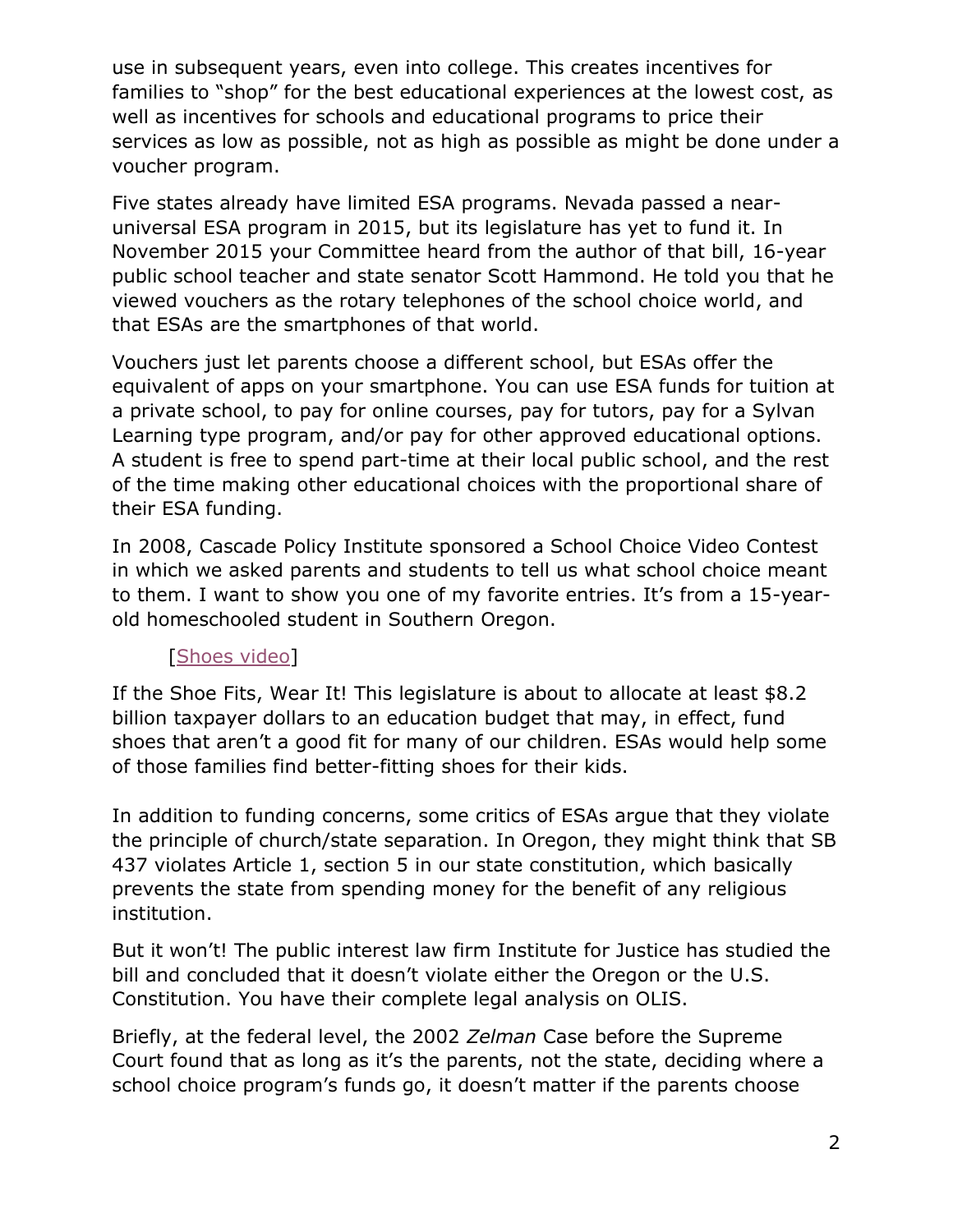use in subsequent years, even into college. This creates incentives for families to "shop" for the best educational experiences at the lowest cost, as well as incentives for schools and educational programs to price their services as low as possible, not as high as possible as might be done under a voucher program.

Five states already have limited ESA programs. Nevada passed a near-universal ESA program in 2015, but its legislature has yet to fund it. In November 2015 your Committee heard from the author of that bill, 16-year public school teacher and state senator Scott Hammond. He told you that he viewed vouchers as the rotary telephones of the school choice world, and that ESAs are the smartphones of that world.

Vouchers just let parents choose a different school, but ESAs offer the equivalent of apps on your smartphone. You can use ESA funds for tuition at a private school, to pay for online courses, pay for tutors, pay for a Sylvan Learning type program, and/or pay for other approved educational options. A student is free to spend part-time at their local public school, and the rest of the time making other educational choices with the proportional share of their ESA funding.

In 2008, Cascade Policy Institute sponsored a School Choice Video Contest in which we asked parents and students to tell us what school choice meant to them. I want to show you one of my favorite entries. It's from a 15-year-old homeschooled student in Southern Oregon.

[Shoes video]

If the Shoe Fits, Wear It! This legislature is about to allocate at least $8.2 billion taxpayer dollars to an education budget that may, in effect, fund shoes that aren't a good fit for many of our children. ESAs would help some of those families find better-fitting shoes for their kids.

In addition to funding concerns, some critics of ESAs argue that they violate the principle of church/state separation. In Oregon, they might think that SB 437 violates Article 1, section 5 in our state constitution, which basically prevents the state from spending money for the benefit of any religious institution.

But it won't! The public interest law firm Institute for Justice has studied the bill and concluded that it doesn't violate either the Oregon or the U.S. Constitution. You have their complete legal analysis on OLIS.

Briefly, at the federal level, the 2002 *Zelman* Case before the Supreme Court found that as long as it's the parents, not the state, deciding where a school choice program's funds go, it doesn't matter if the parents choose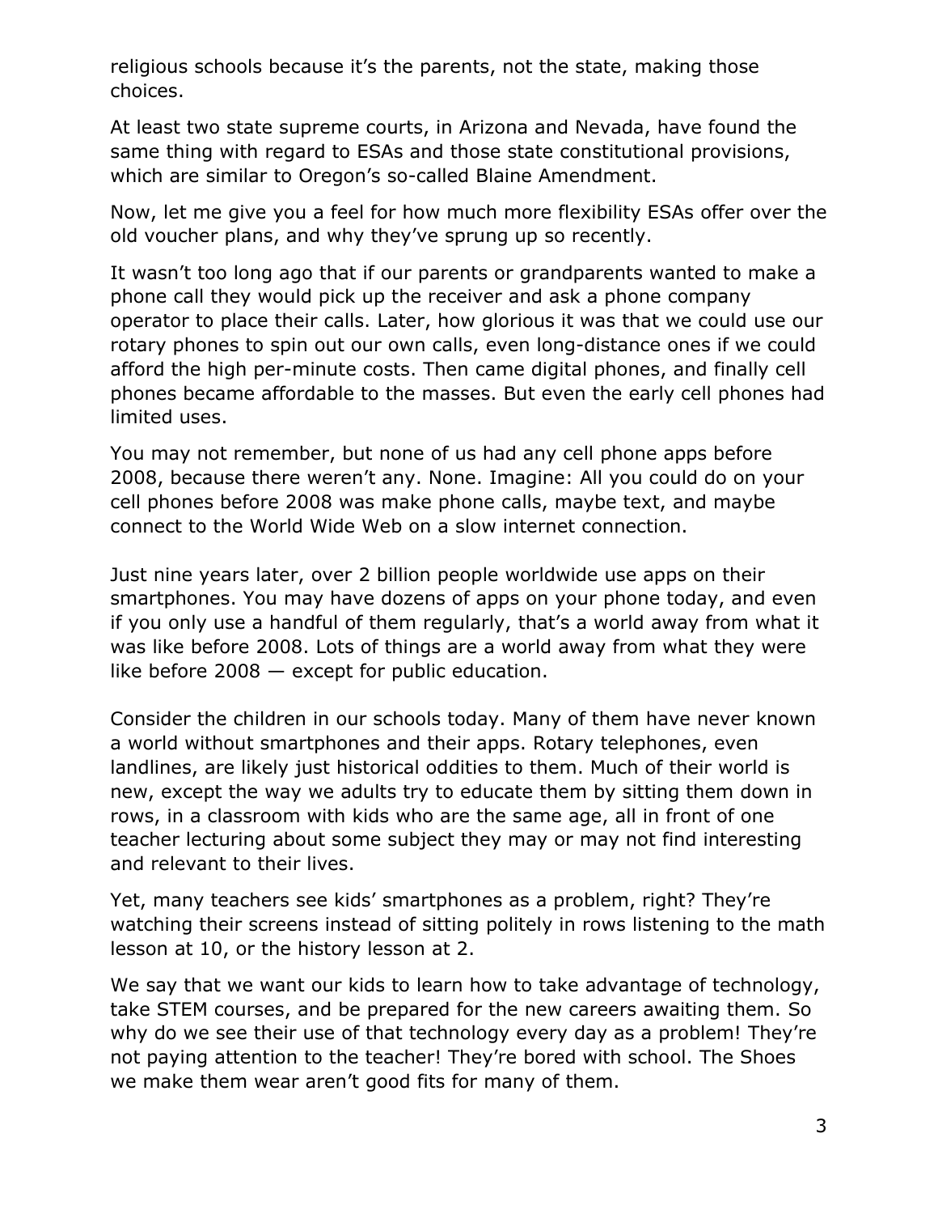religious schools because it's the parents, not the state, making those choices.

At least two state supreme courts, in Arizona and Nevada, have found the same thing with regard to ESAs and those state constitutional provisions, which are similar to Oregon's so-called Blaine Amendment.

Now, let me give you a feel for how much more flexibility ESAs offer over the old voucher plans, and why they've sprung up so recently.

It wasn't too long ago that if our parents or grandparents wanted to make a phone call they would pick up the receiver and ask a phone company operator to place their calls. Later, how glorious it was that we could use our rotary phones to spin out our own calls, even long-distance ones if we could afford the high per-minute costs. Then came digital phones, and finally cell phones became affordable to the masses. But even the early cell phones had limited uses.

You may not remember, but none of us had any cell phone apps before 2008, because there weren't any. None. Imagine: All you could do on your cell phones before 2008 was make phone calls, maybe text, and maybe connect to the World Wide Web on a slow internet connection.

Just nine years later, over 2 billion people worldwide use apps on their smartphones. You may have dozens of apps on your phone today, and even if you only use a handful of them regularly, that's a world away from what it was like before 2008. Lots of things are a world away from what they were like before 2008 — except for public education.

Consider the children in our schools today. Many of them have never known a world without smartphones and their apps. Rotary telephones, even landlines, are likely just historical oddities to them. Much of their world is new, except the way we adults try to educate them by sitting them down in rows, in a classroom with kids who are the same age, all in front of one teacher lecturing about some subject they may or may not find interesting and relevant to their lives.

Yet, many teachers see kids' smartphones as a problem, right? They're watching their screens instead of sitting politely in rows listening to the math lesson at 10, or the history lesson at 2.

We say that we want our kids to learn how to take advantage of technology, take STEM courses, and be prepared for the new careers awaiting them. So why do we see their use of that technology every day as a problem! They're not paying attention to the teacher! They're bored with school. The Shoes we make them wear aren't good fits for many of them.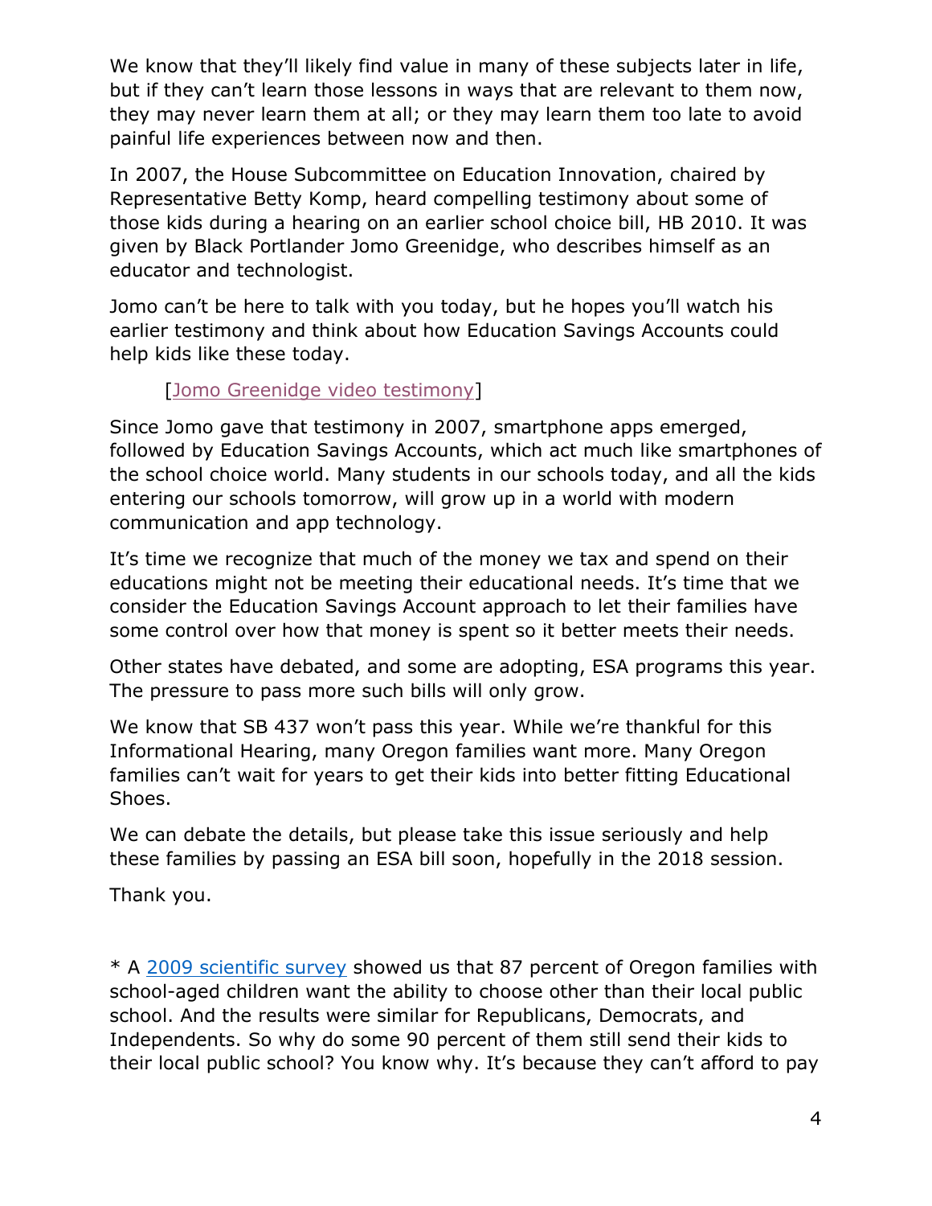We know that they'll likely find value in many of these subjects later in life, but if they can't learn those lessons in ways that are relevant to them now, they may never learn them at all; or they may learn them too late to avoid painful life experiences between now and then.

In 2007, the House Subcommittee on Education Innovation, chaired by Representative Betty Komp, heard compelling testimony about some of those kids during a hearing on an earlier school choice bill, HB 2010. It was given by Black Portlander Jomo Greenidge, who describes himself as an educator and technologist.

Jomo can't be here to talk with you today, but he hopes you'll watch his earlier testimony and think about how Education Savings Accounts could help kids like these today.

[Jomo Greenidge video testimony]

Since Jomo gave that testimony in 2007, smartphone apps emerged, followed by Education Savings Accounts, which act much like smartphones of the school choice world. Many students in our schools today, and all the kids entering our schools tomorrow, will grow up in a world with modern communication and app technology.

It's time we recognize that much of the money we tax and spend on their educations might not be meeting their educational needs. It's time that we consider the Education Savings Account approach to let their families have some control over how that money is spent so it better meets their needs.

Other states have debated, and some are adopting, ESA programs this year. The pressure to pass more such bills will only grow.

We know that SB 437 won't pass this year. While we're thankful for this Informational Hearing, many Oregon families want more. Many Oregon families can't wait for years to get their kids into better fitting Educational Shoes.

We can debate the details, but please take this issue seriously and help these families by passing an ESA bill soon, hopefully in the 2018 session.

Thank you.

* A 2009 scientific survey showed us that 87 percent of Oregon families with school-aged children want the ability to choose other than their local public school. And the results were similar for Republicans, Democrats, and Independents. So why do some 90 percent of them still send their kids to their local public school? You know why. It's because they can't afford to pay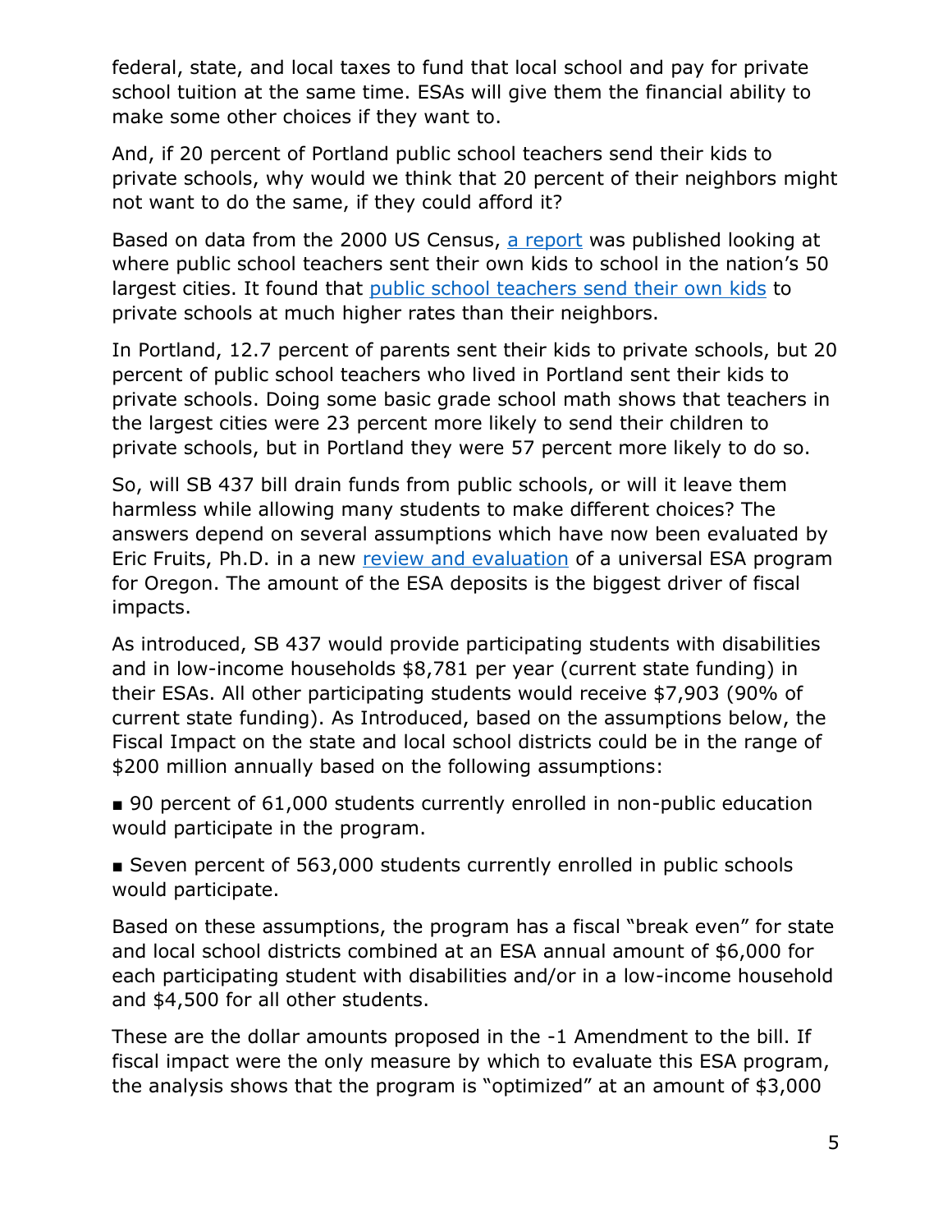federal, state, and local taxes to fund that local school and pay for private school tuition at the same time. ESAs will give them the financial ability to make some other choices if they want to.

And, if 20 percent of Portland public school teachers send their kids to private schools, why would we think that 20 percent of their neighbors might not want to do the same, if they could afford it?

Based on data from the 2000 US Census, [a report] was published looking at where public school teachers sent their own kids to school in the nation's 50 largest cities. It found that [public school teachers send their own kids] to private schools at much higher rates than their neighbors.

In Portland, 12.7 percent of parents sent their kids to private schools, but 20 percent of public school teachers who lived in Portland sent their kids to private schools. Doing some basic grade school math shows that teachers in the largest cities were 23 percent more likely to send their children to private schools, but in Portland they were 57 percent more likely to do so.

So, will SB 437 bill drain funds from public schools, or will it leave them harmless while allowing many students to make different choices? The answers depend on several assumptions which have now been evaluated by Eric Fruits, Ph.D. in a new [review and evaluation] of a universal ESA program for Oregon. The amount of the ESA deposits is the biggest driver of fiscal impacts.

As introduced, SB 437 would provide participating students with disabilities and in low-income households $8,781 per year (current state funding) in their ESAs. All other participating students would receive $7,903 (90% of current state funding). As Introduced, based on the assumptions below, the Fiscal Impact on the state and local school districts could be in the range of $200 million annually based on the following assumptions:

▪ 90 percent of 61,000 students currently enrolled in non-public education would participate in the program.

▪ Seven percent of 563,000 students currently enrolled in public schools would participate.

Based on these assumptions, the program has a fiscal "break even" for state and local school districts combined at an ESA annual amount of $6,000 for each participating student with disabilities and/or in a low-income household and $4,500 for all other students.

These are the dollar amounts proposed in the -1 Amendment to the bill. If fiscal impact were the only measure by which to evaluate this ESA program, the analysis shows that the program is "optimized" at an amount of $3,000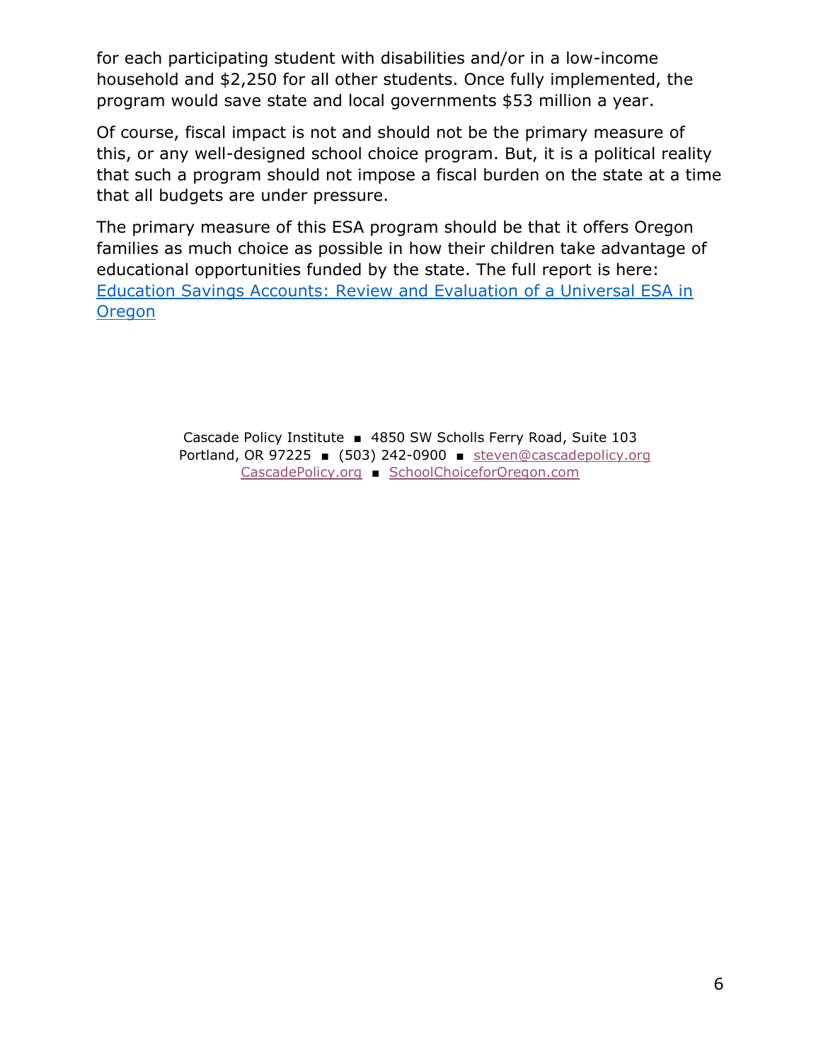for each participating student with disabilities and/or in a low-income household and $2,250 for all other students. Once fully implemented, the program would save state and local governments $53 million a year.

Of course, fiscal impact is not and should not be the primary measure of this, or any well-designed school choice program. But, it is a political reality that such a program should not impose a fiscal burden on the state at a time that all budgets are under pressure.

The primary measure of this ESA program should be that it offers Oregon families as much choice as possible in how their children take advantage of educational opportunities funded by the state. The full report is here: [Education Savings Accounts: Review and Evaluation of a Universal ESA in Oregon]

Cascade Policy Institute ▪ 4850 SW Scholls Ferry Road, Suite 103
Portland, OR 97225 ▪ (503) 242-0900 ▪ steven@cascadepolicy.org
CascadePolicy.org ▪ SchoolChoiceforOregon.com